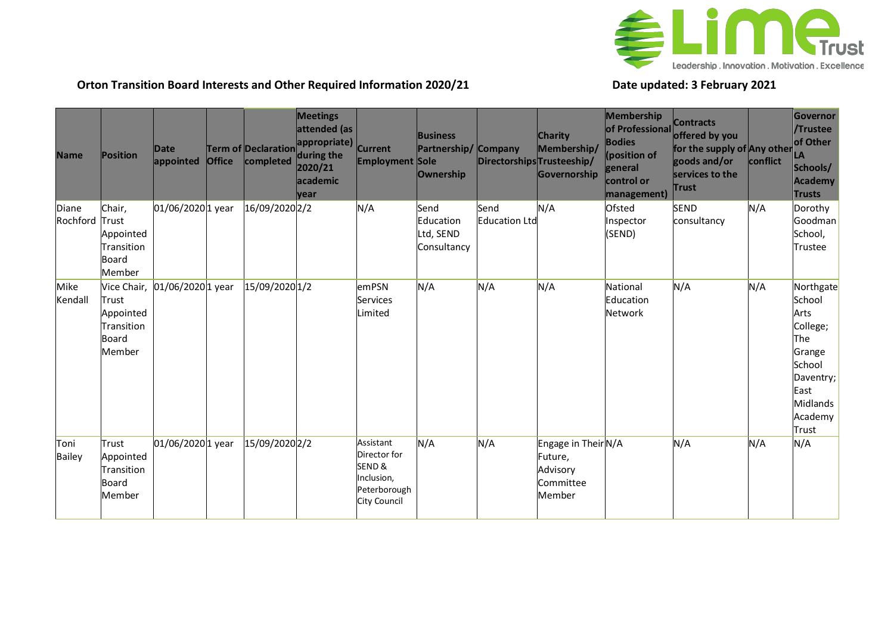## Orton Transition Board Interests and Other Required Information 2020/21

**Date updated: 3 February 2021**

| Name | Position | Date appointed | Term of Office | Declaration completed | Meetings attended (as appropriate) during the 2020/21 academic year | Current Employment | Business Partnership/ Sole Ownership | Company Directorships | Charity Membership/ Trusteeship/ Governorship | Membership of Professional Bodies (position of general control or management) | Contracts offered by you for the supply of goods and/or services to the Trust | Any other conflict | Governor /Trustee of Other LA Schools/ Academy Trusts |
|---|---|---|---|---|---|---|---|---|---|---|---|---|---|
| Diane Rochford | Chair, Trust Appointed Transition Board Member | 01/06/2020 | 1 year | 16/09/2020 | 2/2 | N/A | Send Education Ltd, SEND Consultancy | Send Education Ltd | N/A | Ofsted Inspector (SEND) | SEND consultancy | N/A | Dorothy Goodman School, Trustee |
| Mike Kendall | Vice Chair, Trust Appointed Transition Board Member | 01/06/2020 | 1 year | 15/09/2020 | 1/2 | emPSN Services Limited | N/A | N/A | N/A | National Education Network | N/A | N/A | Northgate School Arts College; The Grange School Daventry; East Midlands Academy Trust |
| Toni Bailey | Trust Appointed Transition Board Member | 01/06/2020 | 1 year | 15/09/2020 | 2/2 | Assistant Director for SEND & Inclusion, Peterborough City Council | N/A | N/A | Engage in Their Future, Advisory Committee Member | N/A | N/A | N/A | N/A |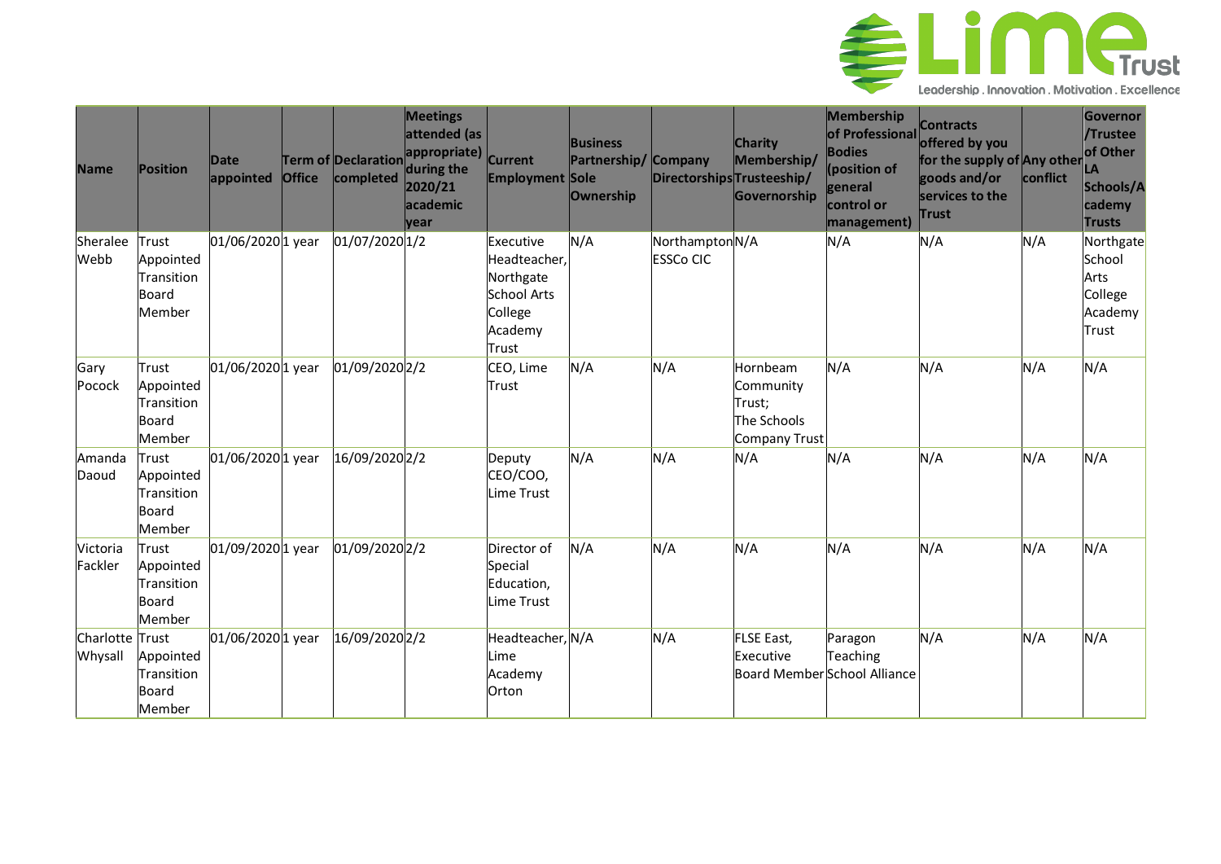| Name | Position | Date appointed | Term of Office | Declaration completed | Meetings attended (as appropriate) during the 2020/21 academic year | Current Employment | Business Partnership/ Sole Ownership | Company Directorships | Charity Membership/ Trusteeship/ Governorship | Membership of Professional Bodies (position of general control or management) | Contracts offered by you for the supply of goods and/or services to the Trust | Any other conflict | Governor /Trustee of Other LA Schools/Academy Trusts |
|---|---|---|---|---|---|---|---|---|---|---|---|---|---|
| Sheralee Webb | Trust Appointed Transition Board Member | 01/06/2020 | 1 year | 01/07/2020 | 1/2 | Executive Headteacher, Northgate School Arts College Academy Trust | N/A | Northampton ESSCo CIC | N/A | N/A | N/A | N/A | Northgate School Arts College Academy Trust |
| Gary Pocock | Trust Appointed Transition Board Member | 01/06/2020 | 1 year | 01/09/2020 | 2/2 | CEO, Lime Trust | N/A | N/A | Hornbeam Community Trust; The Schools Company Trust | N/A | N/A | N/A | N/A |
| Amanda Daoud | Trust Appointed Transition Board Member | 01/06/2020 | 1 year | 16/09/2020 | 2/2 | Deputy CEO/COO, Lime Trust | N/A | N/A | N/A | N/A | N/A | N/A | N/A |
| Victoria Fackler | Trust Appointed Transition Board Member | 01/09/2020 | 1 year | 01/09/2020 | 2/2 | Director of Special Education, Lime Trust | N/A | N/A | N/A | N/A | N/A | N/A | N/A |
| Charlotte Whysall | Trust Appointed Transition Board Member | 01/06/2020 | 1 year | 16/09/2020 | 2/2 | Headteacher, Lime Academy Orton | N/A | N/A | FLSE East, Executive Board Member | Paragon Teaching School Alliance | N/A | N/A | N/A |